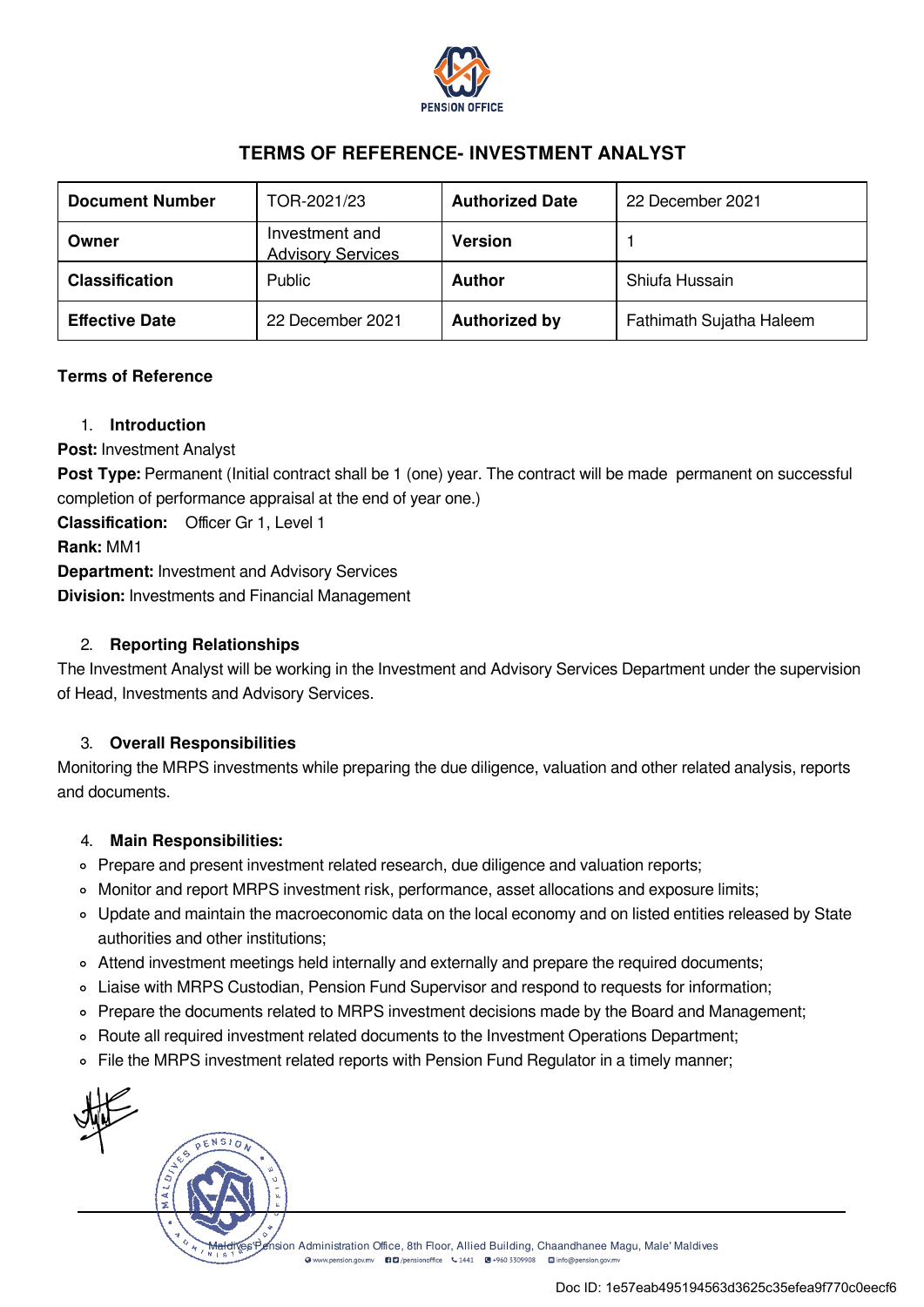# TERMS OF REFERENCE- INVESTMENT ANALYST

| | | | |
|---|---|---|---|
| **Document Number** | TOR-2021/23 | **Authorized Date** | 22 December 2021 |
| **Owner** | Investment and Advisory Services | **Version** | 1 |
| **Classification** | Public | **Author** | Shiufa Hussain |
| **Effective Date** | 22 December 2021 | **Authorized by** | Fathimath Sujatha Haleem |

**Terms of Reference**

1. **Introduction**

**Post:** Investment Analyst

**Post Type:** Permanent (Initial contract shall be 1 (one) year. The contract will be made permanent on successful completion of performance appraisal at the end of year one.)

**Classification:** Officer Gr 1, Level 1

**Rank:** MM1

**Department:** Investment and Advisory Services

**Division:** Investments and Financial Management

2. **Reporting Relationships**

The Investment Analyst will be working in the Investment and Advisory Services Department under the supervision of Head, Investments and Advisory Services.

3. **Overall Responsibilities**

Monitoring the MRPS investments while preparing the due diligence, valuation and other related analysis, reports and documents.

4. **Main Responsibilities:**

- Prepare and present investment related research, due diligence and valuation reports;
- Monitor and report MRPS investment risk, performance, asset allocations and exposure limits;
- Update and maintain the macroeconomic data on the local economy and on listed entities released by State authorities and other institutions;
- Attend investment meetings held internally and externally and prepare the required documents;
- Liaise with MRPS Custodian, Pension Fund Supervisor and respond to requests for information;
- Prepare the documents related to MRPS investment decisions made by the Board and Management;
- Route all required investment related documents to the Investment Operations Department;
- File the MRPS investment related reports with Pension Fund Regulator in a timely manner;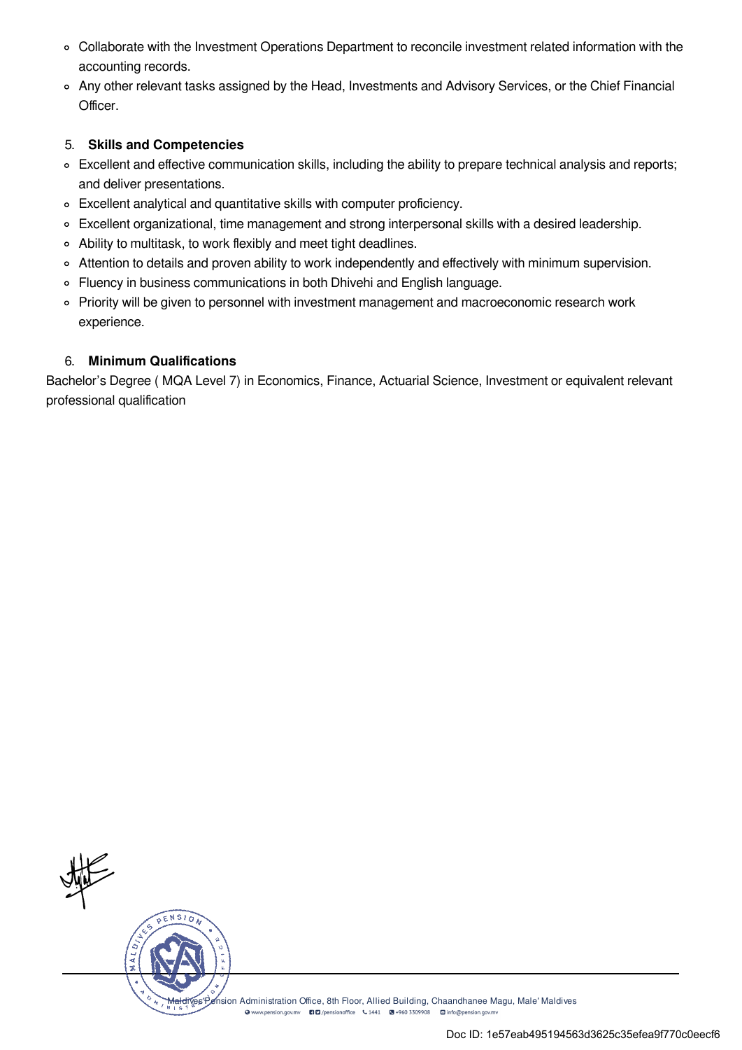- Collaborate with the Investment Operations Department to reconcile investment related information with the accounting records.
- Any other relevant tasks assigned by the Head, Investments and Advisory Services, or the Chief Financial Officer.

5. **Skills and Competencies**

- Excellent and effective communication skills, including the ability to prepare technical analysis and reports; and deliver presentations.
- Excellent analytical and quantitative skills with computer proficiency.
- Excellent organizational, time management and strong interpersonal skills with a desired leadership.
- Ability to multitask, to work flexibly and meet tight deadlines.
- Attention to details and proven ability to work independently and effectively with minimum supervision.
- Fluency in business communications in both Dhivehi and English language.
- Priority will be given to personnel with investment management and macroeconomic research work experience.

6. **Minimum Qualifications**

Bachelor's Degree ( MQA Level 7) in Economics, Finance, Actuarial Science, Investment or equivalent relevant professional qualification